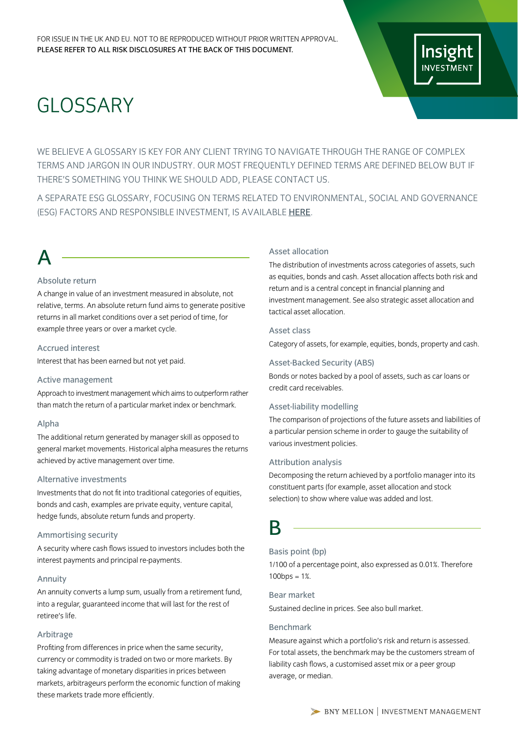FOR ISSUE IN THE UK AND EU. NOT TO BE REPRODUCED WITHOUT PRIOR WRITTEN APPROVAL.
**PLEASE REFER TO ALL RISK DISCLOSURES AT THE BACK OF THIS DOCUMENT.**

# GLOSSARY

WE BELIEVE A GLOSSARY IS KEY FOR ANY CLIENT TRYING TO NAVIGATE THROUGH THE RANGE OF COMPLEX TERMS AND JARGON IN OUR INDUSTRY. OUR MOST FREQUENTLY DEFINED TERMS ARE DEFINED BELOW BUT IF THERE'S SOMETHING YOU THINK WE SHOULD ADD, PLEASE CONTACT US.

A SEPARATE ESG GLOSSARY, FOCUSING ON TERMS RELATED TO ENVIRONMENTAL, SOCIAL AND GOVERNANCE (ESG) FACTORS AND RESPONSIBLE INVESTMENT, IS AVAILABLE **HERE**.

## A

### Absolute return

A change in value of an investment measured in absolute, not relative, terms. An absolute return fund aims to generate positive returns in all market conditions over a set period of time, for example three years or over a market cycle.

### Accrued interest

Interest that has been earned but not yet paid.

### Active management

Approach to investment management which aims to outperform rather than match the return of a particular market index or benchmark.

### Alpha

The additional return generated by manager skill as opposed to general market movements. Historical alpha measures the returns achieved by active management over time.

### Alternative investments

Investments that do not fit into traditional categories of equities, bonds and cash, examples are private equity, venture capital, hedge funds, absolute return funds and property.

### Ammortising security

A security where cash flows issued to investors includes both the interest payments and principal re-payments.

### Annuity

An annuity converts a lump sum, usually from a retirement fund, into a regular, guaranteed income that will last for the rest of retiree's life.

### Arbitrage

Profiting from differences in price when the same security, currency or commodity is traded on two or more markets. By taking advantage of monetary disparities in prices between markets, arbitrageurs perform the economic function of making these markets trade more efficiently.

### Asset allocation

The distribution of investments across categories of assets, such as equities, bonds and cash. Asset allocation affects both risk and return and is a central concept in financial planning and investment management. See also strategic asset allocation and tactical asset allocation.

### Asset class

Category of assets, for example, equities, bonds, property and cash.

### Asset-Backed Security (ABS)

Bonds or notes backed by a pool of assets, such as car loans or credit card receivables.

### Asset-liability modelling

The comparison of projections of the future assets and liabilities of a particular pension scheme in order to gauge the suitability of various investment policies.

### Attribution analysis

Decomposing the return achieved by a portfolio manager into its constituent parts (for example, asset allocation and stock selection) to show where value was added and lost.

## B

### Basis point (bp)

1/100 of a percentage point, also expressed as 0.01%. Therefore 100bps = 1%.

### Bear market

Sustained decline in prices. See also bull market.

### Benchmark

Measure against which a portfolio's risk and return is assessed. For total assets, the benchmark may be the customers stream of liability cash flows, a customised asset mix or a peer group average, or median.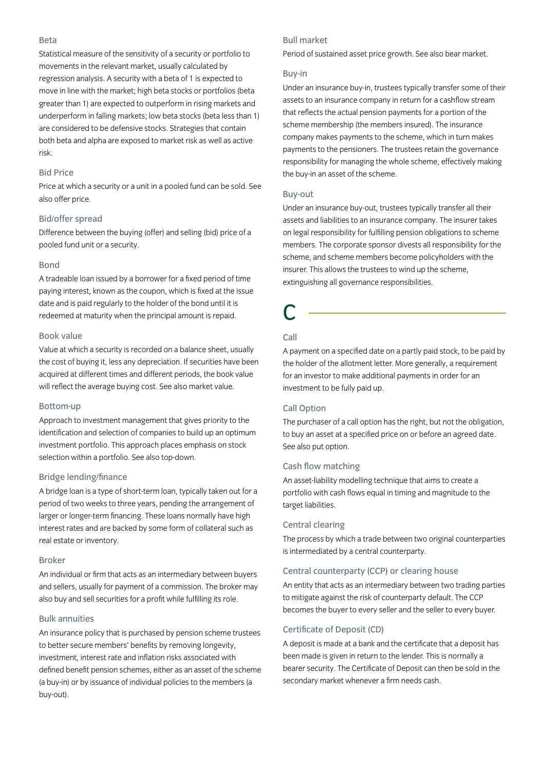### Beta

Statistical measure of the sensitivity of a security or portfolio to movements in the relevant market, usually calculated by regression analysis. A security with a beta of 1 is expected to move in line with the market; high beta stocks or portfolios (beta greater than 1) are expected to outperform in rising markets and underperform in falling markets; low beta stocks (beta less than 1) are considered to be defensive stocks. Strategies that contain both beta and alpha are exposed to market risk as well as active risk.

### Bid Price

Price at which a security or a unit in a pooled fund can be sold. See also offer price.

### Bid/offer spread

Difference between the buying (offer) and selling (bid) price of a pooled fund unit or a security.

### Bond

A tradeable loan issued by a borrower for a fixed period of time paying interest, known as the coupon, which is fixed at the issue date and is paid regularly to the holder of the bond until it is redeemed at maturity when the principal amount is repaid.

### Book value

Value at which a security is recorded on a balance sheet, usually the cost of buying it, less any depreciation. If securities have been acquired at different times and different periods, the book value will reflect the average buying cost. See also market value.

### Bottom-up

Approach to investment management that gives priority to the identification and selection of companies to build up an optimum investment portfolio. This approach places emphasis on stock selection within a portfolio. See also top-down.

### Bridge lending/finance

A bridge loan is a type of short-term loan, typically taken out for a period of two weeks to three years, pending the arrangement of larger or longer-term financing. These loans normally have high interest rates and are backed by some form of collateral such as real estate or inventory.

### Broker

An individual or firm that acts as an intermediary between buyers and sellers, usually for payment of a commission. The broker may also buy and sell securities for a profit while fulfilling its role.

### Bulk annuities

An insurance policy that is purchased by pension scheme trustees to better secure members' benefits by removing longevity, investment, interest rate and inflation risks associated with defined benefit pension schemes, either as an asset of the scheme (a buy-in) or by issuance of individual policies to the members (a buy-out).

### Bull market

Period of sustained asset price growth. See also bear market.

### Buy-in

Under an insurance buy-in, trustees typically transfer some of their assets to an insurance company in return for a cashflow stream that reflects the actual pension payments for a portion of the scheme membership (the members insured). The insurance company makes payments to the scheme, which in turn makes payments to the pensioners. The trustees retain the governance responsibility for managing the whole scheme, effectively making the buy-in an asset of the scheme.

### Buy-out

Under an insurance buy-out, trustees typically transfer all their assets and liabilities to an insurance company. The insurer takes on legal responsibility for fulfilling pension obligations to scheme members. The corporate sponsor divests all responsibility for the scheme, and scheme members become policyholders with the insurer. This allows the trustees to wind up the scheme, extinguishing all governance responsibilities.

## C

### Call

A payment on a specified date on a partly paid stock, to be paid by the holder of the allotment letter. More generally, a requirement for an investor to make additional payments in order for an investment to be fully paid up.

### Call Option

The purchaser of a call option has the right, but not the obligation, to buy an asset at a specified price on or before an agreed date. See also put option.

### Cash flow matching

An asset-liability modelling technique that aims to create a portfolio with cash flows equal in timing and magnitude to the target liabilities.

### Central clearing

The process by which a trade between two original counterparties is intermediated by a central counterparty.

### Central counterparty (CCP) or clearing house

An entity that acts as an intermediary between two trading parties to mitigate against the risk of counterparty default. The CCP becomes the buyer to every seller and the seller to every buyer.

### Certificate of Deposit (CD)

A deposit is made at a bank and the certificate that a deposit has been made is given in return to the lender. This is normally a bearer security. The Certificate of Deposit can then be sold in the secondary market whenever a firm needs cash.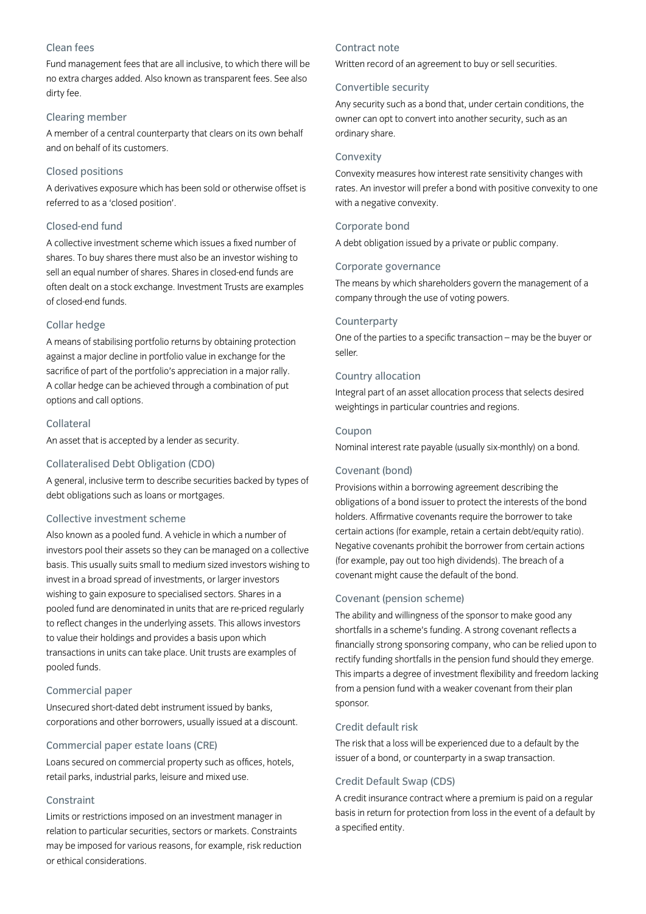### Clean fees

Fund management fees that are all inclusive, to which there will be no extra charges added. Also known as transparent fees. See also dirty fee.

### Clearing member

A member of a central counterparty that clears on its own behalf and on behalf of its customers.

### Closed positions

A derivatives exposure which has been sold or otherwise offset is referred to as a 'closed position'.

### Closed-end fund

A collective investment scheme which issues a fixed number of shares. To buy shares there must also be an investor wishing to sell an equal number of shares. Shares in closed-end funds are often dealt on a stock exchange. Investment Trusts are examples of closed-end funds.

### Collar hedge

A means of stabilising portfolio returns by obtaining protection against a major decline in portfolio value in exchange for the sacrifice of part of the portfolio's appreciation in a major rally. A collar hedge can be achieved through a combination of put options and call options.

### Collateral

An asset that is accepted by a lender as security.

### Collateralised Debt Obligation (CDO)

A general, inclusive term to describe securities backed by types of debt obligations such as loans or mortgages.

### Collective investment scheme

Also known as a pooled fund. A vehicle in which a number of investors pool their assets so they can be managed on a collective basis. This usually suits small to medium sized investors wishing to invest in a broad spread of investments, or larger investors wishing to gain exposure to specialised sectors. Shares in a pooled fund are denominated in units that are re-priced regularly to reflect changes in the underlying assets. This allows investors to value their holdings and provides a basis upon which transactions in units can take place. Unit trusts are examples of pooled funds.

### Commercial paper

Unsecured short-dated debt instrument issued by banks, corporations and other borrowers, usually issued at a discount.

### Commercial paper estate loans (CRE)

Loans secured on commercial property such as offices, hotels, retail parks, industrial parks, leisure and mixed use.

### Constraint

Limits or restrictions imposed on an investment manager in relation to particular securities, sectors or markets. Constraints may be imposed for various reasons, for example, risk reduction or ethical considerations.

### Contract note

Written record of an agreement to buy or sell securities.

### Convertible security

Any security such as a bond that, under certain conditions, the owner can opt to convert into another security, such as an ordinary share.

### Convexity

Convexity measures how interest rate sensitivity changes with rates. An investor will prefer a bond with positive convexity to one with a negative convexity.

### Corporate bond

A debt obligation issued by a private or public company.

### Corporate governance

The means by which shareholders govern the management of a company through the use of voting powers.

### Counterparty

One of the parties to a specific transaction – may be the buyer or seller.

### Country allocation

Integral part of an asset allocation process that selects desired weightings in particular countries and regions.

### Coupon

Nominal interest rate payable (usually six-monthly) on a bond.

### Covenant (bond)

Provisions within a borrowing agreement describing the obligations of a bond issuer to protect the interests of the bond holders. Affirmative covenants require the borrower to take certain actions (for example, retain a certain debt/equity ratio). Negative covenants prohibit the borrower from certain actions (for example, pay out too high dividends). The breach of a covenant might cause the default of the bond.

### Covenant (pension scheme)

The ability and willingness of the sponsor to make good any shortfalls in a scheme's funding. A strong covenant reflects a financially strong sponsoring company, who can be relied upon to rectify funding shortfalls in the pension fund should they emerge. This imparts a degree of investment flexibility and freedom lacking from a pension fund with a weaker covenant from their plan sponsor.

### Credit default risk

The risk that a loss will be experienced due to a default by the issuer of a bond, or counterparty in a swap transaction.

### Credit Default Swap (CDS)

A credit insurance contract where a premium is paid on a regular basis in return for protection from loss in the event of a default by a specified entity.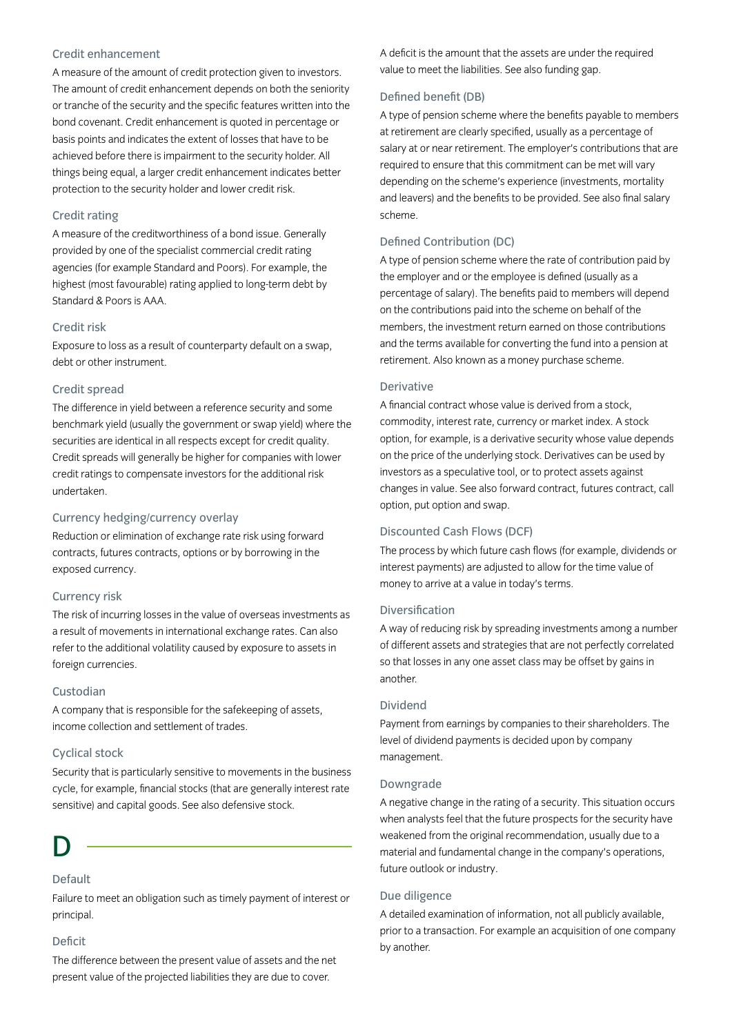### Credit enhancement

A measure of the amount of credit protection given to investors. The amount of credit enhancement depends on both the seniority or tranche of the security and the specific features written into the bond covenant. Credit enhancement is quoted in percentage or basis points and indicates the extent of losses that have to be achieved before there is impairment to the security holder. All things being equal, a larger credit enhancement indicates better protection to the security holder and lower credit risk.

### Credit rating

A measure of the creditworthiness of a bond issue. Generally provided by one of the specialist commercial credit rating agencies (for example Standard and Poors). For example, the highest (most favourable) rating applied to long-term debt by Standard & Poors is AAA.

### Credit risk

Exposure to loss as a result of counterparty default on a swap, debt or other instrument.

### Credit spread

The difference in yield between a reference security and some benchmark yield (usually the government or swap yield) where the securities are identical in all respects except for credit quality. Credit spreads will generally be higher for companies with lower credit ratings to compensate investors for the additional risk undertaken.

### Currency hedging/currency overlay

Reduction or elimination of exchange rate risk using forward contracts, futures contracts, options or by borrowing in the exposed currency.

### Currency risk

The risk of incurring losses in the value of overseas investments as a result of movements in international exchange rates. Can also refer to the additional volatility caused by exposure to assets in foreign currencies.

### Custodian

A company that is responsible for the safekeeping of assets, income collection and settlement of trades.

### Cyclical stock

Security that is particularly sensitive to movements in the business cycle, for example, financial stocks (that are generally interest rate sensitive) and capital goods. See also defensive stock.

# D

### Default

Failure to meet an obligation such as timely payment of interest or principal.

### Deficit

The difference between the present value of assets and the net present value of the projected liabilities they are due to cover. A deficit is the amount that the assets are under the required value to meet the liabilities. See also funding gap.

### Defined benefit (DB)

A type of pension scheme where the benefits payable to members at retirement are clearly specified, usually as a percentage of salary at or near retirement. The employer's contributions that are required to ensure that this commitment can be met will vary depending on the scheme's experience (investments, mortality and leavers) and the benefits to be provided. See also final salary scheme.

### Defined Contribution (DC)

A type of pension scheme where the rate of contribution paid by the employer and or the employee is defined (usually as a percentage of salary). The benefits paid to members will depend on the contributions paid into the scheme on behalf of the members, the investment return earned on those contributions and the terms available for converting the fund into a pension at retirement. Also known as a money purchase scheme.

### Derivative

A financial contract whose value is derived from a stock, commodity, interest rate, currency or market index. A stock option, for example, is a derivative security whose value depends on the price of the underlying stock. Derivatives can be used by investors as a speculative tool, or to protect assets against changes in value. See also forward contract, futures contract, call option, put option and swap.

### Discounted Cash Flows (DCF)

The process by which future cash flows (for example, dividends or interest payments) are adjusted to allow for the time value of money to arrive at a value in today's terms.

### Diversification

A way of reducing risk by spreading investments among a number of different assets and strategies that are not perfectly correlated so that losses in any one asset class may be offset by gains in another.

### Dividend

Payment from earnings by companies to their shareholders. The level of dividend payments is decided upon by company management.

### Downgrade

A negative change in the rating of a security. This situation occurs when analysts feel that the future prospects for the security have weakened from the original recommendation, usually due to a material and fundamental change in the company's operations, future outlook or industry.

### Due diligence

A detailed examination of information, not all publicly available, prior to a transaction. For example an acquisition of one company by another.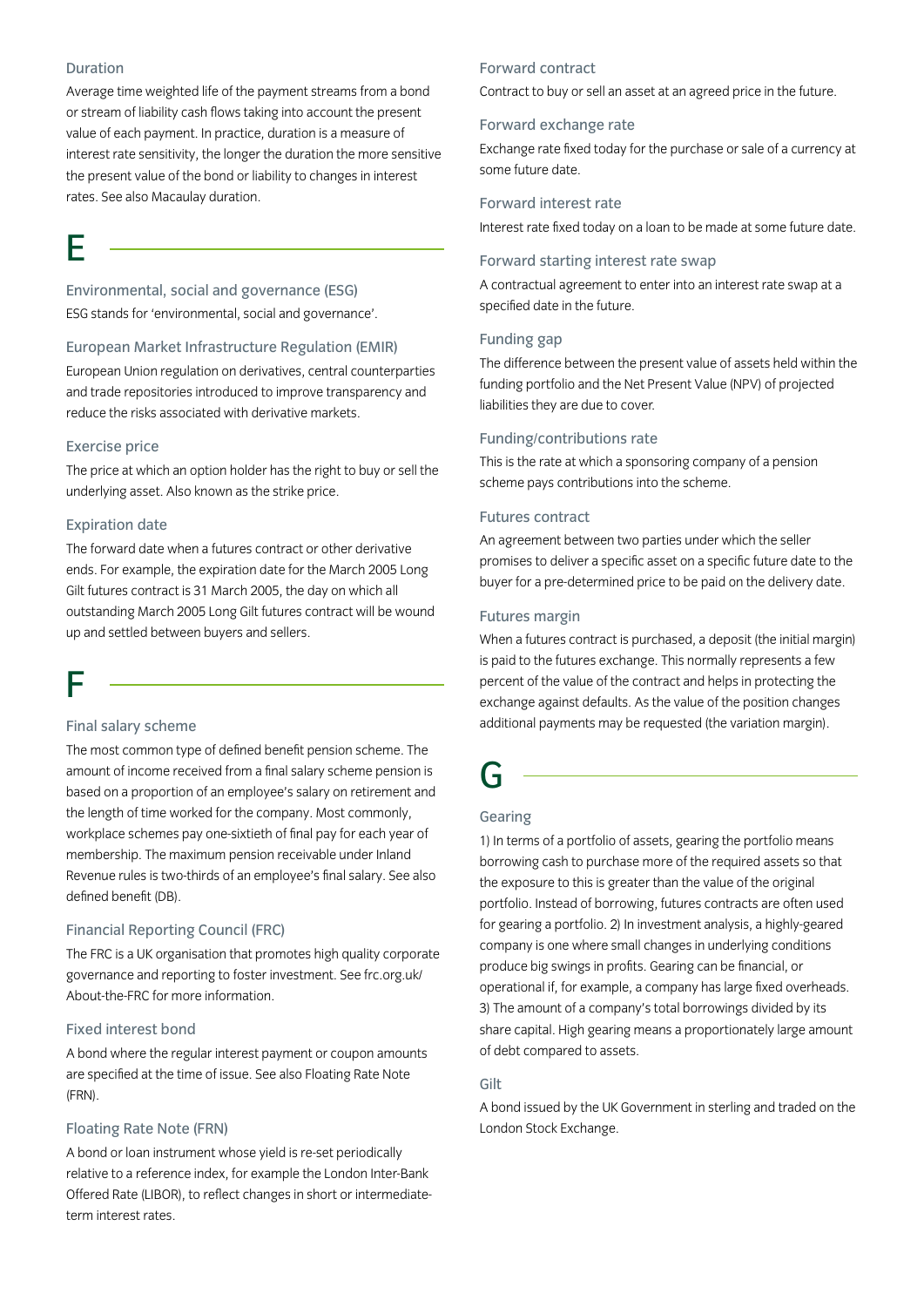### Duration

Average time weighted life of the payment streams from a bond or stream of liability cash flows taking into account the present value of each payment. In practice, duration is a measure of interest rate sensitivity, the longer the duration the more sensitive the present value of the bond or liability to changes in interest rates. See also Macaulay duration.

## E

### Environmental, social and governance (ESG)

ESG stands for 'environmental, social and governance'.

### European Market Infrastructure Regulation (EMIR)

European Union regulation on derivatives, central counterparties and trade repositories introduced to improve transparency and reduce the risks associated with derivative markets.

### Exercise price

The price at which an option holder has the right to buy or sell the underlying asset. Also known as the strike price.

### Expiration date

The forward date when a futures contract or other derivative ends. For example, the expiration date for the March 2005 Long Gilt futures contract is 31 March 2005, the day on which all outstanding March 2005 Long Gilt futures contract will be wound up and settled between buyers and sellers.

## F

### Final salary scheme

The most common type of defined benefit pension scheme. The amount of income received from a final salary scheme pension is based on a proportion of an employee's salary on retirement and the length of time worked for the company. Most commonly, workplace schemes pay one-sixtieth of final pay for each year of membership. The maximum pension receivable under Inland Revenue rules is two-thirds of an employee's final salary. See also defined benefit (DB).

### Financial Reporting Council (FRC)

The FRC is a UK organisation that promotes high quality corporate governance and reporting to foster investment. See frc.org.uk/About-the-FRC for more information.

### Fixed interest bond

A bond where the regular interest payment or coupon amounts are specified at the time of issue. See also Floating Rate Note (FRN).

### Floating Rate Note (FRN)

A bond or loan instrument whose yield is re-set periodically relative to a reference index, for example the London Inter-Bank Offered Rate (LIBOR), to reflect changes in short or intermediate-term interest rates.

### Forward contract

Contract to buy or sell an asset at an agreed price in the future.

### Forward exchange rate

Exchange rate fixed today for the purchase or sale of a currency at some future date.

### Forward interest rate

Interest rate fixed today on a loan to be made at some future date.

### Forward starting interest rate swap

A contractual agreement to enter into an interest rate swap at a specified date in the future.

### Funding gap

The difference between the present value of assets held within the funding portfolio and the Net Present Value (NPV) of projected liabilities they are due to cover.

### Funding/contributions rate

This is the rate at which a sponsoring company of a pension scheme pays contributions into the scheme.

### Futures contract

An agreement between two parties under which the seller promises to deliver a specific asset on a specific future date to the buyer for a pre-determined price to be paid on the delivery date.

### Futures margin

When a futures contract is purchased, a deposit (the initial margin) is paid to the futures exchange. This normally represents a few percent of the value of the contract and helps in protecting the exchange against defaults. As the value of the position changes additional payments may be requested (the variation margin).

## G

### Gearing

1) In terms of a portfolio of assets, gearing the portfolio means borrowing cash to purchase more of the required assets so that the exposure to this is greater than the value of the original portfolio. Instead of borrowing, futures contracts are often used for gearing a portfolio. 2) In investment analysis, a highly-geared company is one where small changes in underlying conditions produce big swings in profits. Gearing can be financial, or operational if, for example, a company has large fixed overheads. 3) The amount of a company's total borrowings divided by its share capital. High gearing means a proportionately large amount of debt compared to assets.

### Gilt

A bond issued by the UK Government in sterling and traded on the London Stock Exchange.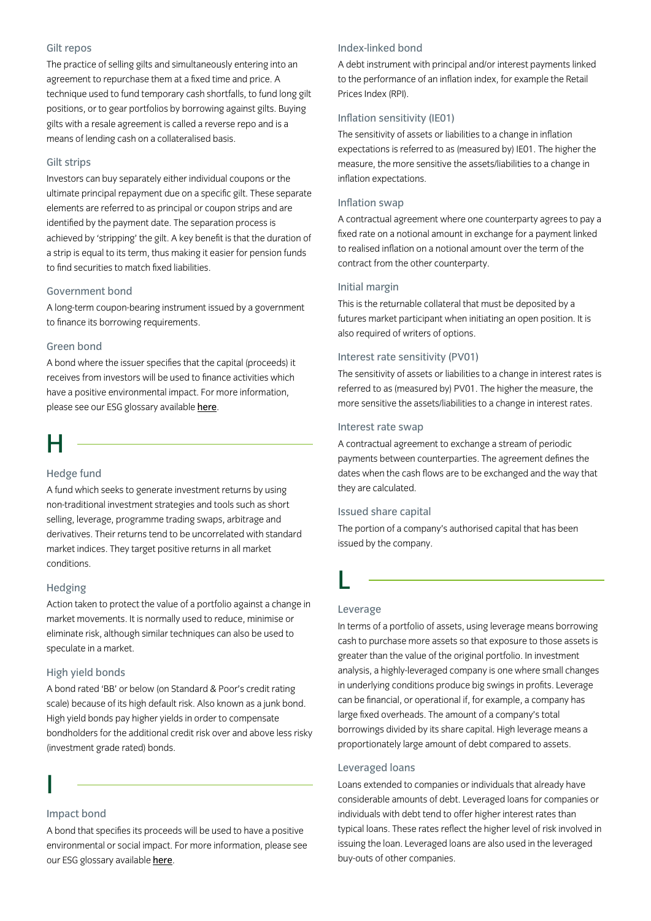### Gilt repos

The practice of selling gilts and simultaneously entering into an agreement to repurchase them at a fixed time and price. A technique used to fund temporary cash shortfalls, to fund long gilt positions, or to gear portfolios by borrowing against gilts. Buying gilts with a resale agreement is called a reverse repo and is a means of lending cash on a collateralised basis.

### Gilt strips

Investors can buy separately either individual coupons or the ultimate principal repayment due on a specific gilt. These separate elements are referred to as principal or coupon strips and are identified by the payment date. The separation process is achieved by 'stripping' the gilt. A key benefit is that the duration of a strip is equal to its term, thus making it easier for pension funds to find securities to match fixed liabilities.

### Government bond

A long-term coupon-bearing instrument issued by a government to finance its borrowing requirements.

### Green bond

A bond where the issuer specifies that the capital (proceeds) it receives from investors will be used to finance activities which have a positive environmental impact. For more information, please see our ESG glossary available **here**.

## H

### Hedge fund

A fund which seeks to generate investment returns by using non-traditional investment strategies and tools such as short selling, leverage, programme trading swaps, arbitrage and derivatives. Their returns tend to be uncorrelated with standard market indices. They target positive returns in all market conditions.

### Hedging

Action taken to protect the value of a portfolio against a change in market movements. It is normally used to reduce, minimise or eliminate risk, although similar techniques can also be used to speculate in a market.

### High yield bonds

A bond rated 'BB' or below (on Standard & Poor's credit rating scale) because of its high default risk. Also known as a junk bond. High yield bonds pay higher yields in order to compensate bondholders for the additional credit risk over and above less risky (investment grade rated) bonds.

## I

### Impact bond

A bond that specifies its proceeds will be used to have a positive environmental or social impact. For more information, please see our ESG glossary available **here**.

### Index-linked bond

A debt instrument with principal and/or interest payments linked to the performance of an inflation index, for example the Retail Prices Index (RPI).

### Inflation sensitivity (IE01)

The sensitivity of assets or liabilities to a change in inflation expectations is referred to as (measured by) IE01. The higher the measure, the more sensitive the assets/liabilities to a change in inflation expectations.

### Inflation swap

A contractual agreement where one counterparty agrees to pay a fixed rate on a notional amount in exchange for a payment linked to realised inflation on a notional amount over the term of the contract from the other counterparty.

### Initial margin

This is the returnable collateral that must be deposited by a futures market participant when initiating an open position. It is also required of writers of options.

### Interest rate sensitivity (PV01)

The sensitivity of assets or liabilities to a change in interest rates is referred to as (measured by) PV01. The higher the measure, the more sensitive the assets/liabilities to a change in interest rates.

### Interest rate swap

A contractual agreement to exchange a stream of periodic payments between counterparties. The agreement defines the dates when the cash flows are to be exchanged and the way that they are calculated.

### Issued share capital

The portion of a company's authorised capital that has been issued by the company.

## L

### Leverage

In terms of a portfolio of assets, using leverage means borrowing cash to purchase more assets so that exposure to those assets is greater than the value of the original portfolio. In investment analysis, a highly-leveraged company is one where small changes in underlying conditions produce big swings in profits. Leverage can be financial, or operational if, for example, a company has large fixed overheads. The amount of a company's total borrowings divided by its share capital. High leverage means a proportionately large amount of debt compared to assets.

### Leveraged loans

Loans extended to companies or individuals that already have considerable amounts of debt. Leveraged loans for companies or individuals with debt tend to offer higher interest rates than typical loans. These rates reflect the higher level of risk involved in issuing the loan. Leveraged loans are also used in the leveraged buy-outs of other companies.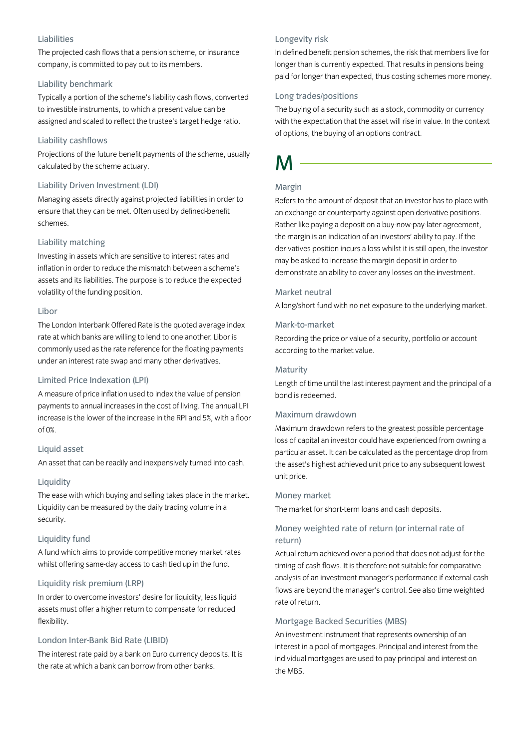### Liabilities

The projected cash flows that a pension scheme, or insurance company, is committed to pay out to its members.

### Liability benchmark

Typically a portion of the scheme's liability cash flows, converted to investible instruments, to which a present value can be assigned and scaled to reflect the trustee's target hedge ratio.

### Liability cashflows

Projections of the future benefit payments of the scheme, usually calculated by the scheme actuary.

### Liability Driven Investment (LDI)

Managing assets directly against projected liabilities in order to ensure that they can be met. Often used by defined-benefit schemes.

### Liability matching

Investing in assets which are sensitive to interest rates and inflation in order to reduce the mismatch between a scheme's assets and its liabilities. The purpose is to reduce the expected volatility of the funding position.

### Libor

The London Interbank Offered Rate is the quoted average index rate at which banks are willing to lend to one another. Libor is commonly used as the rate reference for the floating payments under an interest rate swap and many other derivatives.

### Limited Price Indexation (LPI)

A measure of price inflation used to index the value of pension payments to annual increases in the cost of living. The annual LPI increase is the lower of the increase in the RPI and 5%, with a floor of 0%.

### Liquid asset

An asset that can be readily and inexpensively turned into cash.

### Liquidity

The ease with which buying and selling takes place in the market. Liquidity can be measured by the daily trading volume in a security.

### Liquidity fund

A fund which aims to provide competitive money market rates whilst offering same-day access to cash tied up in the fund.

### Liquidity risk premium (LRP)

In order to overcome investors' desire for liquidity, less liquid assets must offer a higher return to compensate for reduced flexibility.

### London Inter-Bank Bid Rate (LIBID)

The interest rate paid by a bank on Euro currency deposits. It is the rate at which a bank can borrow from other banks.

### Longevity risk

In defined benefit pension schemes, the risk that members live for longer than is currently expected. That results in pensions being paid for longer than expected, thus costing schemes more money.

### Long trades/positions

The buying of a security such as a stock, commodity or currency with the expectation that the asset will rise in value. In the context of options, the buying of an options contract.

## M

### Margin

Refers to the amount of deposit that an investor has to place with an exchange or counterparty against open derivative positions. Rather like paying a deposit on a buy-now-pay-later agreement, the margin is an indication of an investors' ability to pay. If the derivatives position incurs a loss whilst it is still open, the investor may be asked to increase the margin deposit in order to demonstrate an ability to cover any losses on the investment.

### Market neutral

A long/short fund with no net exposure to the underlying market.

### Mark-to-market

Recording the price or value of a security, portfolio or account according to the market value.

### Maturity

Length of time until the last interest payment and the principal of a bond is redeemed.

### Maximum drawdown

Maximum drawdown refers to the greatest possible percentage loss of capital an investor could have experienced from owning a particular asset. It can be calculated as the percentage drop from the asset's highest achieved unit price to any subsequent lowest unit price.

### Money market

The market for short-term loans and cash deposits.

### Money weighted rate of return (or internal rate of return)

Actual return achieved over a period that does not adjust for the timing of cash flows. It is therefore not suitable for comparative analysis of an investment manager's performance if external cash flows are beyond the manager's control. See also time weighted rate of return.

### Mortgage Backed Securities (MBS)

An investment instrument that represents ownership of an interest in a pool of mortgages. Principal and interest from the individual mortgages are used to pay principal and interest on the MBS.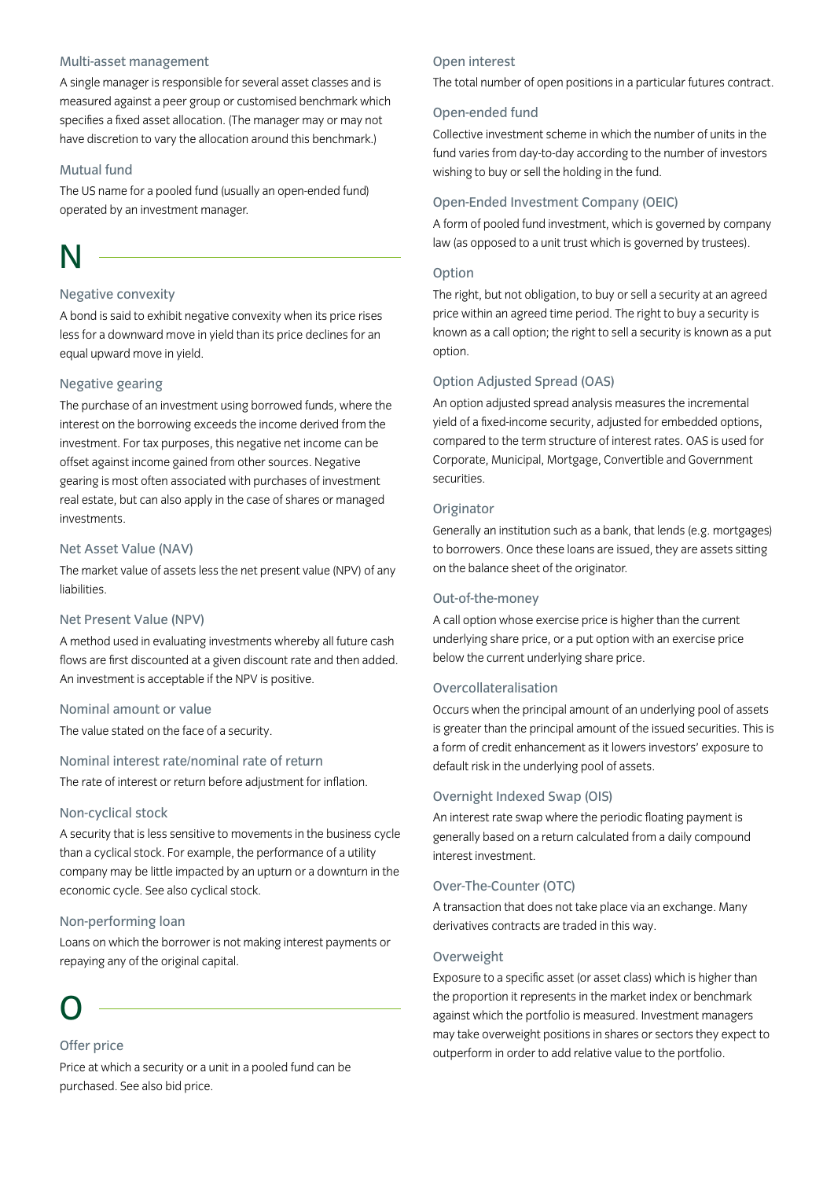### Multi-asset management

A single manager is responsible for several asset classes and is measured against a peer group or customised benchmark which specifies a fixed asset allocation. (The manager may or may not have discretion to vary the allocation around this benchmark.)

### Mutual fund

The US name for a pooled fund (usually an open-ended fund) operated by an investment manager.

## N

### Negative convexity

A bond is said to exhibit negative convexity when its price rises less for a downward move in yield than its price declines for an equal upward move in yield.

### Negative gearing

The purchase of an investment using borrowed funds, where the interest on the borrowing exceeds the income derived from the investment. For tax purposes, this negative net income can be offset against income gained from other sources. Negative gearing is most often associated with purchases of investment real estate, but can also apply in the case of shares or managed investments.

### Net Asset Value (NAV)

The market value of assets less the net present value (NPV) of any liabilities.

### Net Present Value (NPV)

A method used in evaluating investments whereby all future cash flows are first discounted at a given discount rate and then added. An investment is acceptable if the NPV is positive.

### Nominal amount or value

The value stated on the face of a security.

### Nominal interest rate/nominal rate of return

The rate of interest or return before adjustment for inflation.

### Non-cyclical stock

A security that is less sensitive to movements in the business cycle than a cyclical stock. For example, the performance of a utility company may be little impacted by an upturn or a downturn in the economic cycle. See also cyclical stock.

### Non-performing loan

Loans on which the borrower is not making interest payments or repaying any of the original capital.

## O

### Offer price

Price at which a security or a unit in a pooled fund can be purchased. See also bid price.

### Open interest

The total number of open positions in a particular futures contract.

### Open-ended fund

Collective investment scheme in which the number of units in the fund varies from day-to-day according to the number of investors wishing to buy or sell the holding in the fund.

### Open-Ended Investment Company (OEIC)

A form of pooled fund investment, which is governed by company law (as opposed to a unit trust which is governed by trustees).

### Option

The right, but not obligation, to buy or sell a security at an agreed price within an agreed time period. The right to buy a security is known as a call option; the right to sell a security is known as a put option.

### Option Adjusted Spread (OAS)

An option adjusted spread analysis measures the incremental yield of a fixed-income security, adjusted for embedded options, compared to the term structure of interest rates. OAS is used for Corporate, Municipal, Mortgage, Convertible and Government securities.

### Originator

Generally an institution such as a bank, that lends (e.g. mortgages) to borrowers. Once these loans are issued, they are assets sitting on the balance sheet of the originator.

### Out-of-the-money

A call option whose exercise price is higher than the current underlying share price, or a put option with an exercise price below the current underlying share price.

### Overcollateralisation

Occurs when the principal amount of an underlying pool of assets is greater than the principal amount of the issued securities. This is a form of credit enhancement as it lowers investors' exposure to default risk in the underlying pool of assets.

### Overnight Indexed Swap (OIS)

An interest rate swap where the periodic floating payment is generally based on a return calculated from a daily compound interest investment.

### Over-The-Counter (OTC)

A transaction that does not take place via an exchange. Many derivatives contracts are traded in this way.

### Overweight

Exposure to a specific asset (or asset class) which is higher than the proportion it represents in the market index or benchmark against which the portfolio is measured. Investment managers may take overweight positions in shares or sectors they expect to outperform in order to add relative value to the portfolio.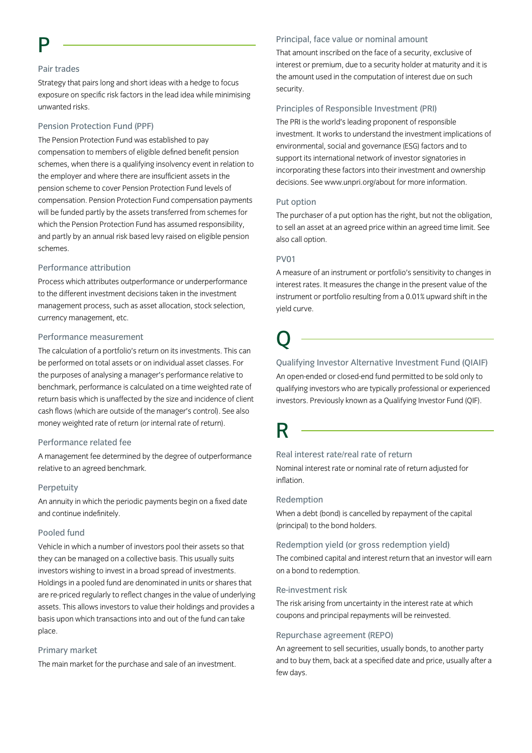# P

### Pair trades

Strategy that pairs long and short ideas with a hedge to focus exposure on specific risk factors in the lead idea while minimising unwanted risks.

### Pension Protection Fund (PPF)

The Pension Protection Fund was established to pay compensation to members of eligible defined benefit pension schemes, when there is a qualifying insolvency event in relation to the employer and where there are insufficient assets in the pension scheme to cover Pension Protection Fund levels of compensation. Pension Protection Fund compensation payments will be funded partly by the assets transferred from schemes for which the Pension Protection Fund has assumed responsibility, and partly by an annual risk based levy raised on eligible pension schemes.

### Performance attribution

Process which attributes outperformance or underperformance to the different investment decisions taken in the investment management process, such as asset allocation, stock selection, currency management, etc.

### Performance measurement

The calculation of a portfolio's return on its investments. This can be performed on total assets or on individual asset classes. For the purposes of analysing a manager's performance relative to benchmark, performance is calculated on a time weighted rate of return basis which is unaffected by the size and incidence of client cash flows (which are outside of the manager's control). See also money weighted rate of return (or internal rate of return).

### Performance related fee

A management fee determined by the degree of outperformance relative to an agreed benchmark.

### Perpetuity

An annuity in which the periodic payments begin on a fixed date and continue indefinitely.

### Pooled fund

Vehicle in which a number of investors pool their assets so that they can be managed on a collective basis. This usually suits investors wishing to invest in a broad spread of investments. Holdings in a pooled fund are denominated in units or shares that are re-priced regularly to reflect changes in the value of underlying assets. This allows investors to value their holdings and provides a basis upon which transactions into and out of the fund can take place.

### Primary market

The main market for the purchase and sale of an investment.

### Principal, face value or nominal amount

That amount inscribed on the face of a security, exclusive of interest or premium, due to a security holder at maturity and it is the amount used in the computation of interest due on such security.

### Principles of Responsible Investment (PRI)

The PRI is the world's leading proponent of responsible investment. It works to understand the investment implications of environmental, social and governance (ESG) factors and to support its international network of investor signatories in incorporating these factors into their investment and ownership decisions. See www.unpri.org/about for more information.

### Put option

The purchaser of a put option has the right, but not the obligation, to sell an asset at an agreed price within an agreed time limit. See also call option.

### PV01

A measure of an instrument or portfolio's sensitivity to changes in interest rates. It measures the change in the present value of the instrument or portfolio resulting from a 0.01% upward shift in the yield curve.

# Q

### Qualifying Investor Alternative Investment Fund (QIAIF)

An open-ended or closed-end fund permitted to be sold only to qualifying investors who are typically professional or experienced investors. Previously known as a Qualifying Investor Fund (QIF).

# R

### Real interest rate/real rate of return

Nominal interest rate or nominal rate of return adjusted for inflation.

### Redemption

When a debt (bond) is cancelled by repayment of the capital (principal) to the bond holders.

### Redemption yield (or gross redemption yield)

The combined capital and interest return that an investor will earn on a bond to redemption.

### Re-investment risk

The risk arising from uncertainty in the interest rate at which coupons and principal repayments will be reinvested.

### Repurchase agreement (REPO)

An agreement to sell securities, usually bonds, to another party and to buy them, back at a specified date and price, usually after a few days.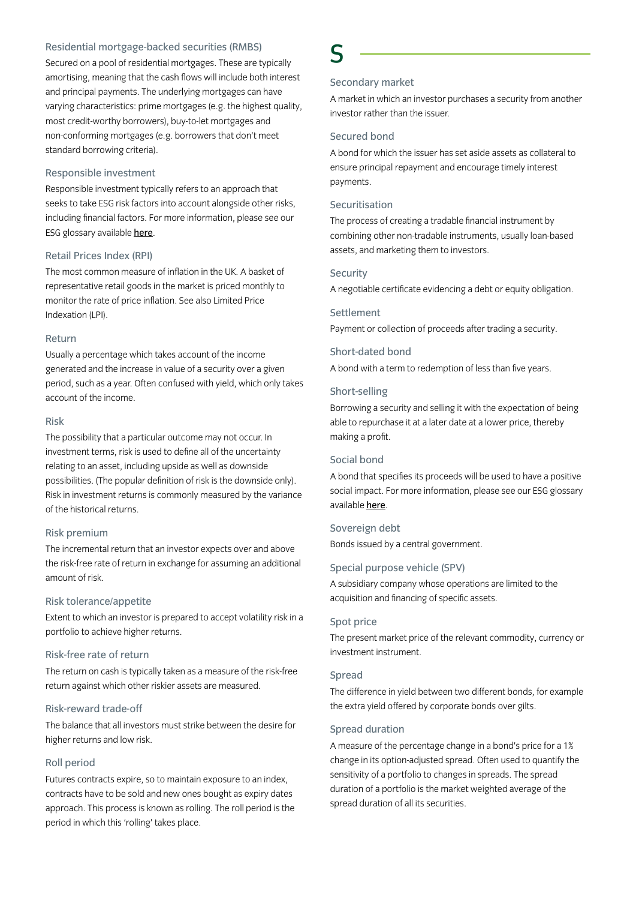### Residential mortgage-backed securities (RMBS)

Secured on a pool of residential mortgages. These are typically amortising, meaning that the cash flows will include both interest and principal payments. The underlying mortgages can have varying characteristics: prime mortgages (e.g. the highest quality, most credit-worthy borrowers), buy-to-let mortgages and non-conforming mortgages (e.g. borrowers that don't meet standard borrowing criteria).

### Responsible investment

Responsible investment typically refers to an approach that seeks to take ESG risk factors into account alongside other risks, including financial factors. For more information, please see our ESG glossary available **here**.

### Retail Prices Index (RPI)

The most common measure of inflation in the UK. A basket of representative retail goods in the market is priced monthly to monitor the rate of price inflation. See also Limited Price Indexation (LPI).

### Return

Usually a percentage which takes account of the income generated and the increase in value of a security over a given period, such as a year. Often confused with yield, which only takes account of the income.

### Risk

The possibility that a particular outcome may not occur. In investment terms, risk is used to define all of the uncertainty relating to an asset, including upside as well as downside possibilities. (The popular definition of risk is the downside only). Risk in investment returns is commonly measured by the variance of the historical returns.

### Risk premium

The incremental return that an investor expects over and above the risk-free rate of return in exchange for assuming an additional amount of risk.

### Risk tolerance/appetite

Extent to which an investor is prepared to accept volatility risk in a portfolio to achieve higher returns.

### Risk-free rate of return

The return on cash is typically taken as a measure of the risk-free return against which other riskier assets are measured.

### Risk-reward trade-off

The balance that all investors must strike between the desire for higher returns and low risk.

### Roll period

Futures contracts expire, so to maintain exposure to an index, contracts have to be sold and new ones bought as expiry dates approach. This process is known as rolling. The roll period is the period in which this 'rolling' takes place.

## S

### Secondary market

A market in which an investor purchases a security from another investor rather than the issuer.

### Secured bond

A bond for which the issuer has set aside assets as collateral to ensure principal repayment and encourage timely interest payments.

### Securitisation

The process of creating a tradable financial instrument by combining other non-tradable instruments, usually loan-based assets, and marketing them to investors.

### Security

A negotiable certificate evidencing a debt or equity obligation.

### Settlement

Payment or collection of proceeds after trading a security.

### Short-dated bond

A bond with a term to redemption of less than five years.

### Short-selling

Borrowing a security and selling it with the expectation of being able to repurchase it at a later date at a lower price, thereby making a profit.

### Social bond

A bond that specifies its proceeds will be used to have a positive social impact. For more information, please see our ESG glossary available **here**.

### Sovereign debt

Bonds issued by a central government.

### Special purpose vehicle (SPV)

A subsidiary company whose operations are limited to the acquisition and financing of specific assets.

### Spot price

The present market price of the relevant commodity, currency or investment instrument.

### Spread

The difference in yield between two different bonds, for example the extra yield offered by corporate bonds over gilts.

### Spread duration

A measure of the percentage change in a bond's price for a 1% change in its option-adjusted spread. Often used to quantify the sensitivity of a portfolio to changes in spreads. The spread duration of a portfolio is the market weighted average of the spread duration of all its securities.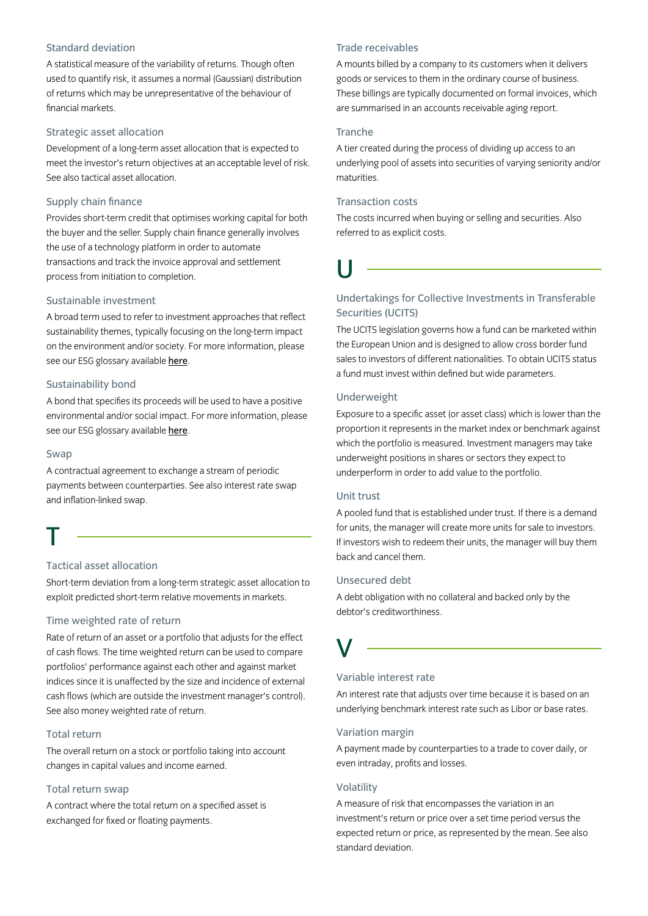### Standard deviation

A statistical measure of the variability of returns. Though often used to quantify risk, it assumes a normal (Gaussian) distribution of returns which may be unrepresentative of the behaviour of financial markets.

### Strategic asset allocation

Development of a long-term asset allocation that is expected to meet the investor's return objectives at an acceptable level of risk. See also tactical asset allocation.

### Supply chain finance

Provides short-term credit that optimises working capital for both the buyer and the seller. Supply chain finance generally involves the use of a technology platform in order to automate transactions and track the invoice approval and settlement process from initiation to completion.

### Sustainable investment

A broad term used to refer to investment approaches that reflect sustainability themes, typically focusing on the long-term impact on the environment and/or society. For more information, please see our ESG glossary available **here**.

### Sustainability bond

A bond that specifies its proceeds will be used to have a positive environmental and/or social impact. For more information, please see our ESG glossary available **here**.

### Swap

A contractual agreement to exchange a stream of periodic payments between counterparties. See also interest rate swap and inflation-linked swap.

## T

### Tactical asset allocation

Short-term deviation from a long-term strategic asset allocation to exploit predicted short-term relative movements in markets.

### Time weighted rate of return

Rate of return of an asset or a portfolio that adjusts for the effect of cash flows. The time weighted return can be used to compare portfolios' performance against each other and against market indices since it is unaffected by the size and incidence of external cash flows (which are outside the investment manager's control). See also money weighted rate of return.

### Total return

The overall return on a stock or portfolio taking into account changes in capital values and income earned.

### Total return swap

A contract where the total return on a specified asset is exchanged for fixed or floating payments.

### Trade receivables

A mounts billed by a company to its customers when it delivers goods or services to them in the ordinary course of business. These billings are typically documented on formal invoices, which are summarised in an accounts receivable aging report.

### Tranche

A tier created during the process of dividing up access to an underlying pool of assets into securities of varying seniority and/or maturities.

### Transaction costs

The costs incurred when buying or selling and securities. Also referred to as explicit costs.

## U

### Undertakings for Collective Investments in Transferable Securities (UCITS)

The UCITS legislation governs how a fund can be marketed within the European Union and is designed to allow cross border fund sales to investors of different nationalities. To obtain UCITS status a fund must invest within defined but wide parameters.

### Underweight

Exposure to a specific asset (or asset class) which is lower than the proportion it represents in the market index or benchmark against which the portfolio is measured. Investment managers may take underweight positions in shares or sectors they expect to underperform in order to add value to the portfolio.

### Unit trust

A pooled fund that is established under trust. If there is a demand for units, the manager will create more units for sale to investors. If investors wish to redeem their units, the manager will buy them back and cancel them.

### Unsecured debt

A debt obligation with no collateral and backed only by the debtor's creditworthiness.

## V

### Variable interest rate

An interest rate that adjusts over time because it is based on an underlying benchmark interest rate such as Libor or base rates.

### Variation margin

A payment made by counterparties to a trade to cover daily, or even intraday, profits and losses.

### Volatility

A measure of risk that encompasses the variation in an investment's return or price over a set time period versus the expected return or price, as represented by the mean. See also standard deviation.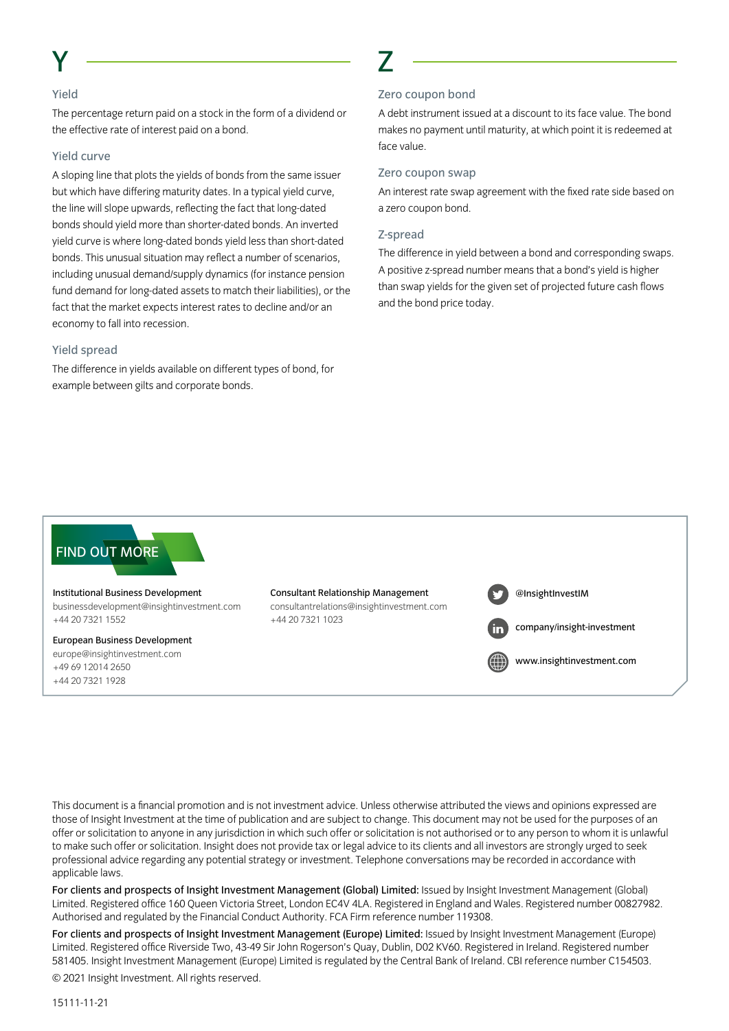# Y

### Yield

The percentage return paid on a stock in the form of a dividend or the effective rate of interest paid on a bond.

### Yield curve

A sloping line that plots the yields of bonds from the same issuer but which have differing maturity dates. In a typical yield curve, the line will slope upwards, reflecting the fact that long-dated bonds should yield more than shorter-dated bonds. An inverted yield curve is where long-dated bonds yield less than short-dated bonds. This unusual situation may reflect a number of scenarios, including unusual demand/supply dynamics (for instance pension fund demand for long-dated assets to match their liabilities), or the fact that the market expects interest rates to decline and/or an economy to fall into recession.

### Yield spread

The difference in yields available on different types of bond, for example between gilts and corporate bonds.

# Z

### Zero coupon bond

A debt instrument issued at a discount to its face value. The bond makes no payment until maturity, at which point it is redeemed at face value.

### Zero coupon swap

An interest rate swap agreement with the fixed rate side based on a zero coupon bond.

### Z-spread

The difference in yield between a bond and corresponding swaps. A positive z-spread number means that a bond's yield is higher than swap yields for the given set of projected future cash flows and the bond price today.

## FIND OUT MORE

**Institutional Business Development**
businessdevelopment@insightinvestment.com
+44 20 7321 1552

**European Business Development**
europe@insightinvestment.com
+49 69 12014 2650
+44 20 7321 1928

**Consultant Relationship Management**
consultantrelations@insightinvestment.com
+44 20 7321 1023

@InsightInvestIM

company/insight-investment

www.insightinvestment.com

This document is a financial promotion and is not investment advice. Unless otherwise attributed the views and opinions expressed are those of Insight Investment at the time of publication and are subject to change. This document may not be used for the purposes of an offer or solicitation to anyone in any jurisdiction in which such offer or solicitation is not authorised or to any person to whom it is unlawful to make such offer or solicitation. Insight does not provide tax or legal advice to its clients and all investors are strongly urged to seek professional advice regarding any potential strategy or investment. Telephone conversations may be recorded in accordance with applicable laws.

**For clients and prospects of Insight Investment Management (Global) Limited:** Issued by Insight Investment Management (Global) Limited. Registered office 160 Queen Victoria Street, London EC4V 4LA. Registered in England and Wales. Registered number 00827982. Authorised and regulated by the Financial Conduct Authority. FCA Firm reference number 119308.

**For clients and prospects of Insight Investment Management (Europe) Limited:** Issued by Insight Investment Management (Europe) Limited. Registered office Riverside Two, 43-49 Sir John Rogerson's Quay, Dublin, D02 KV60. Registered in Ireland. Registered number 581405. Insight Investment Management (Europe) Limited is regulated by the Central Bank of Ireland. CBI reference number C154503.

© 2021 Insight Investment. All rights reserved.

15111-11-21